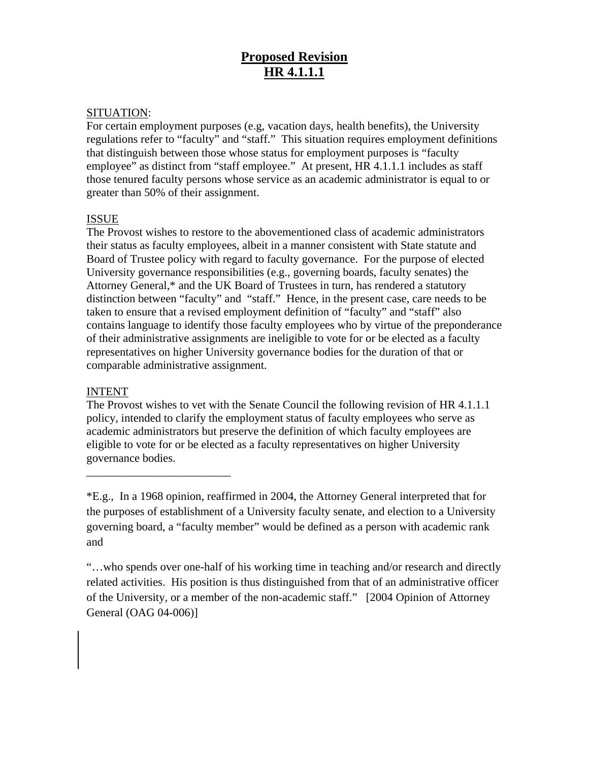# Proposed Revision HR 4.1.1.1

SITUATION:
For certain employment purposes (e.g, vacation days, health benefits), the University regulations refer to "faculty" and "staff." This situation requires employment definitions that distinguish between those whose status for employment purposes is "faculty employee" as distinct from "staff employee." At present, HR 4.1.1.1 includes as staff those tenured faculty persons whose service as an academic administrator is equal to or greater than 50% of their assignment.

ISSUE
The Provost wishes to restore to the abovementioned class of academic administrators their status as faculty employees, albeit in a manner consistent with State statute and Board of Trustee policy with regard to faculty governance. For the purpose of elected University governance responsibilities (e.g., governing boards, faculty senates) the Attorney General,* and the UK Board of Trustees in turn, has rendered a statutory distinction between "faculty" and "staff." Hence, in the present case, care needs to be taken to ensure that a revised employment definition of "faculty" and "staff" also contains language to identify those faculty employees who by virtue of the preponderance of their administrative assignments are ineligible to vote for or be elected as a faculty representatives on higher University governance bodies for the duration of that or comparable administrative assignment.

INTENT
The Provost wishes to vet with the Senate Council the following revision of HR 4.1.1.1 policy, intended to clarify the employment status of faculty employees who serve as academic administrators but preserve the definition of which faculty employees are eligible to vote for or be elected as a faculty representatives on higher University governance bodies.

---

*E.g., In a 1968 opinion, reaffirmed in 2004, the Attorney General interpreted that for the purposes of establishment of a University faculty senate, and election to a University governing board, a "faculty member" would be defined as a person with academic rank and

"…who spends over one-half of his working time in teaching and/or research and directly related activities. His position is thus distinguished from that of an administrative officer of the University, or a member of the non-academic staff." [2004 Opinion of Attorney General (OAG 04-006)]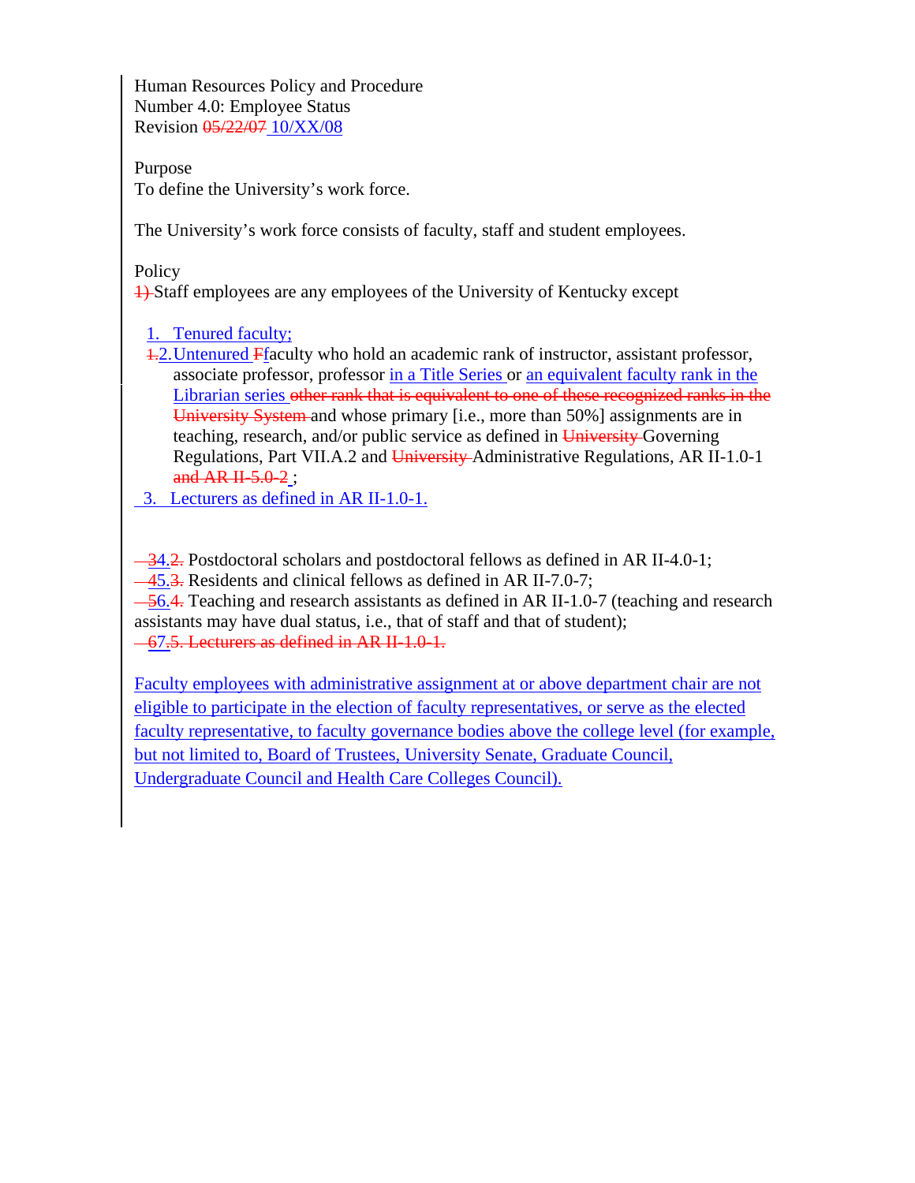Human Resources Policy and Procedure
Number 4.0: Employee Status
Revision ~~05/22/07~~ 10/XX/08

Purpose
To define the University's work force.

The University's work force consists of faculty, staff and student employees.

Policy
~~1)~~ Staff employees are any employees of the University of Kentucky except

1. Tenured faculty;
~~1.~~2. Untenured ~~F~~faculty who hold an academic rank of instructor, assistant professor, associate professor, professor in a Title Series or an equivalent faculty rank in the Librarian series ~~other rank that is equivalent to one of these recognized ranks in the University System~~ and whose primary [i.e., more than 50%] assignments are in teaching, research, and/or public service as defined in ~~University~~ Governing Regulations, Part VII.A.2 and ~~University~~ Administrative Regulations, AR II-1.0-1 ~~and AR II-5.0-2~~ ;
3. Lecturers as defined in AR II-1.0-1.

~~3~~4.~~2.~~ Postdoctoral scholars and postdoctoral fellows as defined in AR II-4.0-1;
~~4~~5.~~3.~~ Residents and clinical fellows as defined in AR II-7.0-7;
~~5~~6.~~4.~~ Teaching and research assistants as defined in AR II-1.0-7 (teaching and research assistants may have dual status, i.e., that of staff and that of student);
~~6~~7.~~5. Lecturers as defined in AR II-1.0-1.~~

Faculty employees with administrative assignment at or above department chair are not eligible to participate in the election of faculty representatives, or serve as the elected faculty representative, to faculty governance bodies above the college level (for example, but not limited to, Board of Trustees, University Senate, Graduate Council, Undergraduate Council and Health Care Colleges Council).